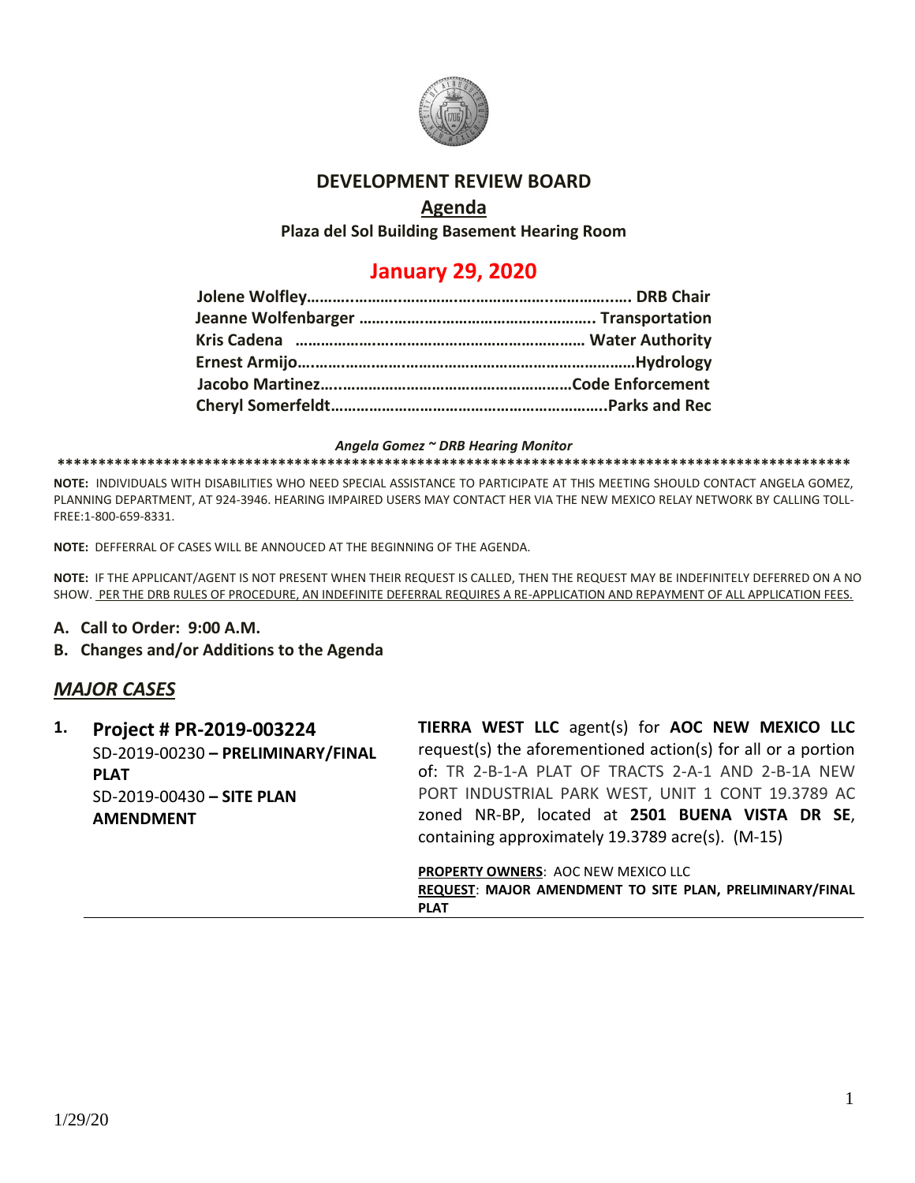# DEVELOPMENT REVIEW BOARD

## Agenda

**Plaza del Sol Building Basement Hearing Room**

## January 29, 2020

**Jolene Wolfley……………………………………………………………… DRB Chair**
**Jeanne Wolfenbarger ……………………………………………. Transportation**
**Kris Cadena ……………………………………………………… Water Authority**
**Ernest Armijo…………………………………………………………………Hydrology**
**Jacobo Martinez…………………………………………………Code Enforcement**
**Cheryl Somerfeldt………………………………………………………..Parks and Rec**

***Angela Gomez ~ DRB Hearing Monitor***

**************************************************************************************************

**NOTE:** INDIVIDUALS WITH DISABILITIES WHO NEED SPECIAL ASSISTANCE TO PARTICIPATE AT THIS MEETING SHOULD CONTACT ANGELA GOMEZ, PLANNING DEPARTMENT, AT 924-3946. HEARING IMPAIRED USERS MAY CONTACT HER VIA THE NEW MEXICO RELAY NETWORK BY CALLING TOLL-FREE:1-800-659-8331.

**NOTE:** DEFFERRAL OF CASES WILL BE ANNOUCED AT THE BEGINNING OF THE AGENDA.

**NOTE:** IF THE APPLICANT/AGENT IS NOT PRESENT WHEN THEIR REQUEST IS CALLED, THEN THE REQUEST MAY BE INDEFINITELY DEFERRED ON A NO SHOW. PER THE DRB RULES OF PROCEDURE, AN INDEFINITE DEFERRAL REQUIRES A RE-APPLICATION AND REPAYMENT OF ALL APPLICATION FEES.

**A. Call to Order: 9:00 A.M.**

**B. Changes and/or Additions to the Agenda**

## *MAJOR CASES*

**1. Project # PR-2019-003224**
SD-2019-00230 **– PRELIMINARY/FINAL PLAT**
SD-2019-00430 **– SITE PLAN AMENDMENT**

**TIERRA WEST LLC** agent(s) for **AOC NEW MEXICO LLC** request(s) the aforementioned action(s) for all or a portion of: TR 2-B-1-A PLAT OF TRACTS 2-A-1 AND 2-B-1A NEW PORT INDUSTRIAL PARK WEST, UNIT 1 CONT 19.3789 AC zoned NR-BP, located at **2501 BUENA VISTA DR SE**, containing approximately 19.3789 acre(s). (M-15)

**PROPERTY OWNERS**: AOC NEW MEXICO LLC
**REQUEST**: **MAJOR AMENDMENT TO SITE PLAN, PRELIMINARY/FINAL PLAT**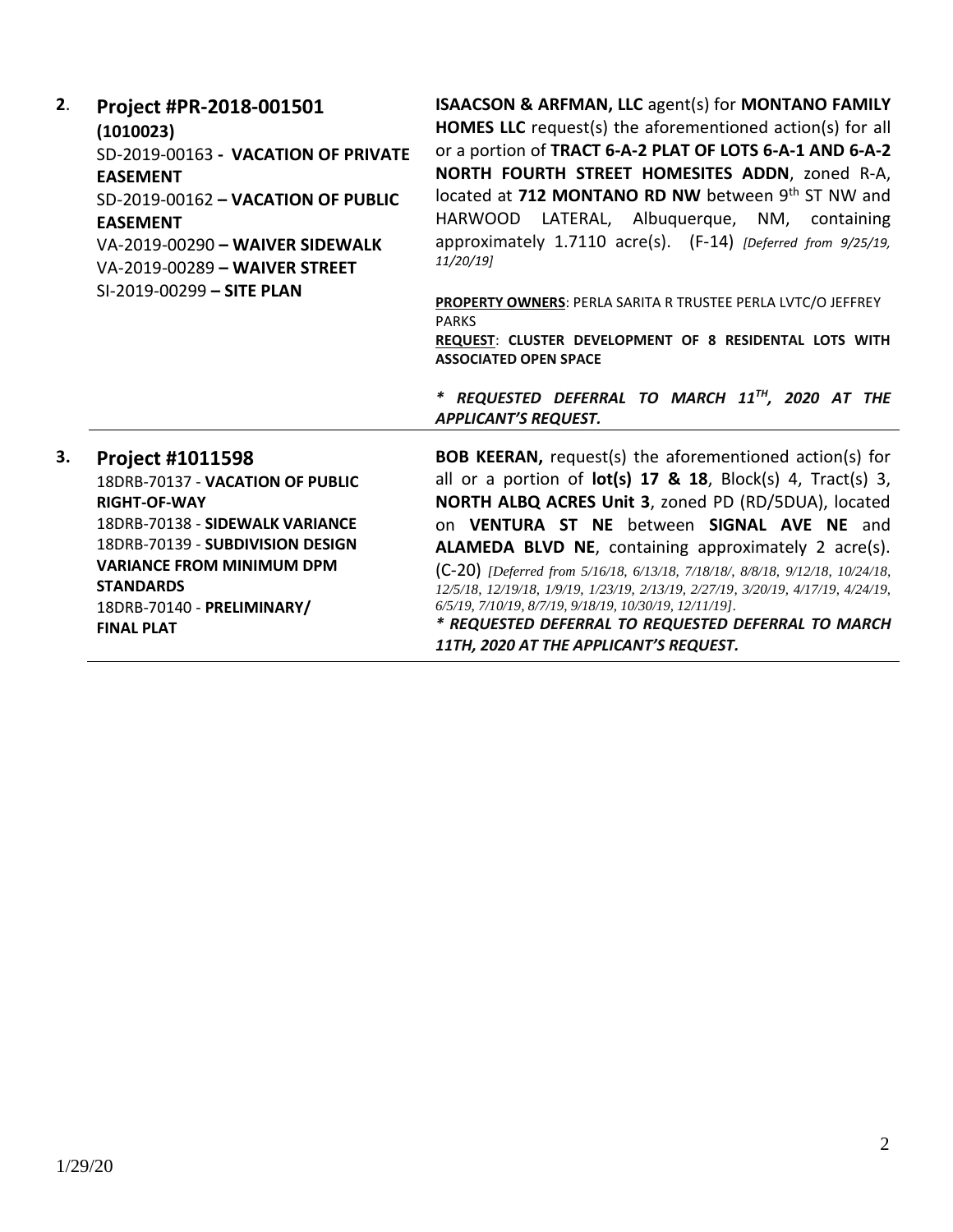| | | |
|---|---|---|
| **2**. | **Project #PR-2018-001501 (1010023)**<br>SD-2019-00163 **- VACATION OF PRIVATE EASEMENT**<br>SD-2019-00162 **– VACATION OF PUBLIC EASEMENT**<br>VA-2019-00290 **– WAIVER SIDEWALK**<br>VA-2019-00289 **– WAIVER STREET**<br>SI-2019-00299 **– SITE PLAN** | **ISAACSON & ARFMAN, LLC** agent(s) for **MONTANO FAMILY HOMES LLC** request(s) the aforementioned action(s) for all or a portion of **TRACT 6-A-2 PLAT OF LOTS 6-A-1 AND 6-A-2 NORTH FOURTH STREET HOMESITES ADDN**, zoned R-A, located at **712 MONTANO RD NW** between 9th ST NW and HARWOOD LATERAL, Albuquerque, NM, containing approximately 1.7110 acre(s). (F-14) *[Deferred from 9/25/19, 11/20/19]*<br><br>**PROPERTY OWNERS**: PERLA SARITA R TRUSTEE PERLA LVTC/O JEFFREY PARKS<br>**REQUEST**: **CLUSTER DEVELOPMENT OF 8 RESIDENTAL LOTS WITH ASSOCIATED OPEN SPACE**<br><br>***\* REQUESTED DEFERRAL TO MARCH 11TH, 2020 AT THE APPLICANT'S REQUEST.*** |
| **3.** | **Project #1011598**<br>18DRB-70137 - **VACATION OF PUBLIC RIGHT-OF-WAY**<br>18DRB-70138 - **SIDEWALK VARIANCE**<br>18DRB-70139 - **SUBDIVISION DESIGN VARIANCE FROM MINIMUM DPM STANDARDS**<br>18DRB-70140 - **PRELIMINARY/ FINAL PLAT** | **BOB KEERAN,** request(s) the aforementioned action(s) for all or a portion of **lot(s) 17 & 18**, Block(s) 4, Tract(s) 3, **NORTH ALBQ ACRES Unit 3**, zoned PD (RD/5DUA), located on **VENTURA ST NE** between **SIGNAL AVE NE** and **ALAMEDA BLVD NE**, containing approximately 2 acre(s). (C-20) *[Deferred from 5/16/18, 6/13/18, 7/18/18/, 8/8/18, 9/12/18, 10/24/18, 12/5/18, 12/19/18, 1/9/19, 1/23/19, 2/13/19, 2/27/19, 3/20/19, 4/17/19, 4/24/19, 6/5/19, 7/10/19, 8/7/19, 9/18/19, 10/30/19, 12/11/19]*.<br>***\* REQUESTED DEFERRAL TO REQUESTED DEFERRAL TO MARCH 11TH, 2020 AT THE APPLICANT'S REQUEST.*** |

1/29/20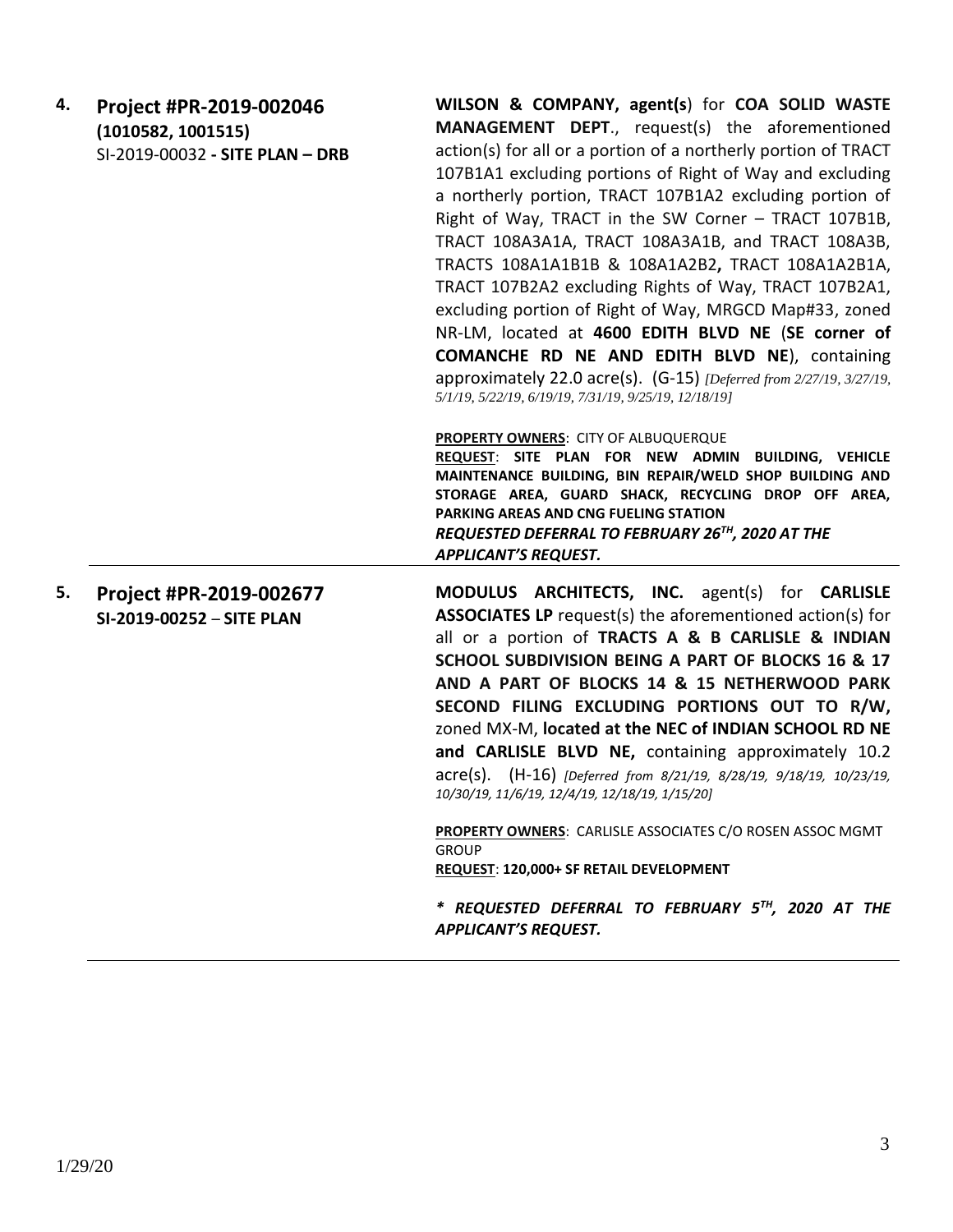| | | |
|---|---|---|
| **4.** | **Project #PR-2019-002046**<br>**(1010582, 1001515)**<br>SI-2019-00032 **- SITE PLAN – DRB** | **WILSON & COMPANY, agent(s**) for **COA SOLID WASTE MANAGEMENT DEPT**., request(s) the aforementioned action(s) for all or a portion of a northerly portion of TRACT 107B1A1 excluding portions of Right of Way and excluding a northerly portion, TRACT 107B1A2 excluding portion of Right of Way, TRACT in the SW Corner – TRACT 107B1B, TRACT 108A3A1A, TRACT 108A3A1B, and TRACT 108A3B, TRACTS 108A1A1B1B & 108A1A2B2**,** TRACT 108A1A2B1A, TRACT 107B2A2 excluding Rights of Way, TRACT 107B2A1, excluding portion of Right of Way, MRGCD Map#33, zoned NR-LM, located at **4600 EDITH BLVD NE** (**SE corner of COMANCHE RD NE AND EDITH BLVD NE**), containing approximately 22.0 acre(s). (G-15) *[Deferred from 2/27/19, 3/27/19, 5/1/19, 5/22/19, 6/19/19, 7/31/19, 9/25/19, 12/18/19]*<br><br>**PROPERTY OWNERS**: CITY OF ALBUQUERQUE<br>**REQUEST**: **SITE PLAN FOR NEW ADMIN BUILDING, VEHICLE MAINTENANCE BUILDING, BIN REPAIR/WELD SHOP BUILDING AND STORAGE AREA, GUARD SHACK, RECYCLING DROP OFF AREA, PARKING AREAS AND CNG FUELING STATION**<br>***REQUESTED DEFERRAL TO FEBRUARY 26TH, 2020 AT THE APPLICANT'S REQUEST.*** |
| **5.** | **Project #PR-2019-002677**<br>**SI-2019-00252** – **SITE PLAN** | **MODULUS ARCHITECTS, INC.** agent(s) for **CARLISLE ASSOCIATES LP** request(s) the aforementioned action(s) for all or a portion of **TRACTS A & B CARLISLE & INDIAN SCHOOL SUBDIVISION BEING A PART OF BLOCKS 16 & 17 AND A PART OF BLOCKS 14 & 15 NETHERWOOD PARK SECOND FILING EXCLUDING PORTIONS OUT TO R/W,** zoned MX-M, **located at the NEC of INDIAN SCHOOL RD NE and CARLISLE BLVD NE,** containing approximately 10.2 acre(s). (H-16) *[Deferred from 8/21/19, 8/28/19, 9/18/19, 10/23/19, 10/30/19, 11/6/19, 12/4/19, 12/18/19, 1/15/20]*<br><br>**PROPERTY OWNERS**: CARLISLE ASSOCIATES C/O ROSEN ASSOC MGMT GROUP<br>**REQUEST**: **120,000+ SF RETAIL DEVELOPMENT**<br><br>***\* REQUESTED DEFERRAL TO FEBRUARY 5TH, 2020 AT THE APPLICANT'S REQUEST.*** |

1/29/20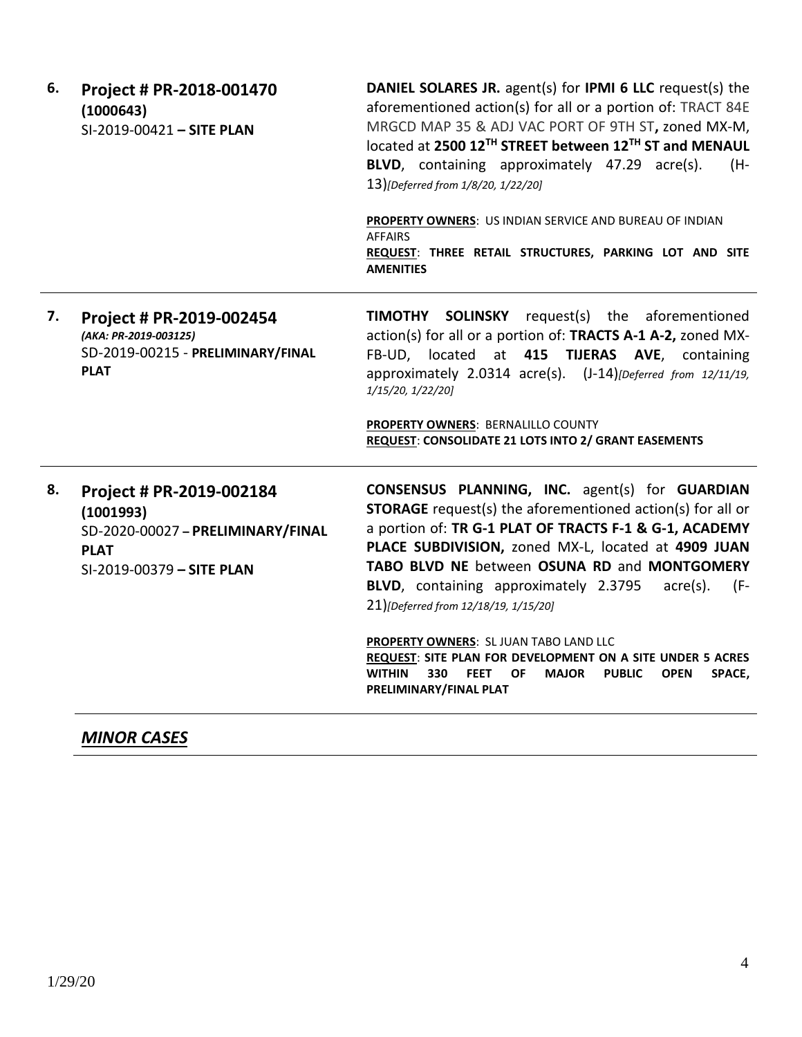6. **Project # PR-2018-001470 (1000643)**
SI-2019-00421 **– SITE PLAN**

**DANIEL SOLARES JR.** agent(s) for **IPMI 6 LLC** request(s) the aforementioned action(s) for all or a portion of: TRACT 84E MRGCD MAP 35 & ADJ VAC PORT OF 9TH ST**,** zoned MX-M, located at **2500 12TH STREET between 12TH ST and MENAUL BLVD**, containing approximately 47.29 acre(s). (H-13)*[Deferred from 1/8/20, 1/22/20]*

**PROPERTY OWNERS**: US INDIAN SERVICE AND BUREAU OF INDIAN AFFAIRS
**REQUEST**: **THREE RETAIL STRUCTURES, PARKING LOT AND SITE AMENITIES**

---

7. **Project # PR-2019-002454**
***(AKA: PR-2019-003125)***
SD-2019-00215 - **PRELIMINARY/FINAL PLAT**

**TIMOTHY SOLINSKY** request(s) the aforementioned action(s) for all or a portion of: **TRACTS A-1 A-2,** zoned MX-FB-UD, located at **415 TIJERAS AVE**, containing approximately 2.0314 acre(s). (J-14)*[Deferred from 12/11/19, 1/15/20, 1/22/20]*

**PROPERTY OWNERS**: BERNALILLO COUNTY
**REQUEST**: **CONSOLIDATE 21 LOTS INTO 2/ GRANT EASEMENTS**

---

8. **Project # PR-2019-002184 (1001993)**
SD-2020-00027 **– PRELIMINARY/FINAL PLAT**
SI-2019-00379 **– SITE PLAN**

**CONSENSUS PLANNING, INC.** agent(s) for **GUARDIAN STORAGE** request(s) the aforementioned action(s) for all or a portion of: **TR G-1 PLAT OF TRACTS F-1 & G-1, ACADEMY PLACE SUBDIVISION,** zoned MX-L, located at **4909 JUAN TABO BLVD NE** between **OSUNA RD** and **MONTGOMERY BLVD**, containing approximately 2.3795 acre(s). (F-21)*[Deferred from 12/18/19, 1/15/20]*

**PROPERTY OWNERS**: SL JUAN TABO LAND LLC
**REQUEST**: **SITE PLAN FOR DEVELOPMENT ON A SITE UNDER 5 ACRES WITHIN 330 FEET OF MAJOR PUBLIC OPEN SPACE, PRELIMINARY/FINAL PLAT**

---

## ***MINOR CASES***

1/29/20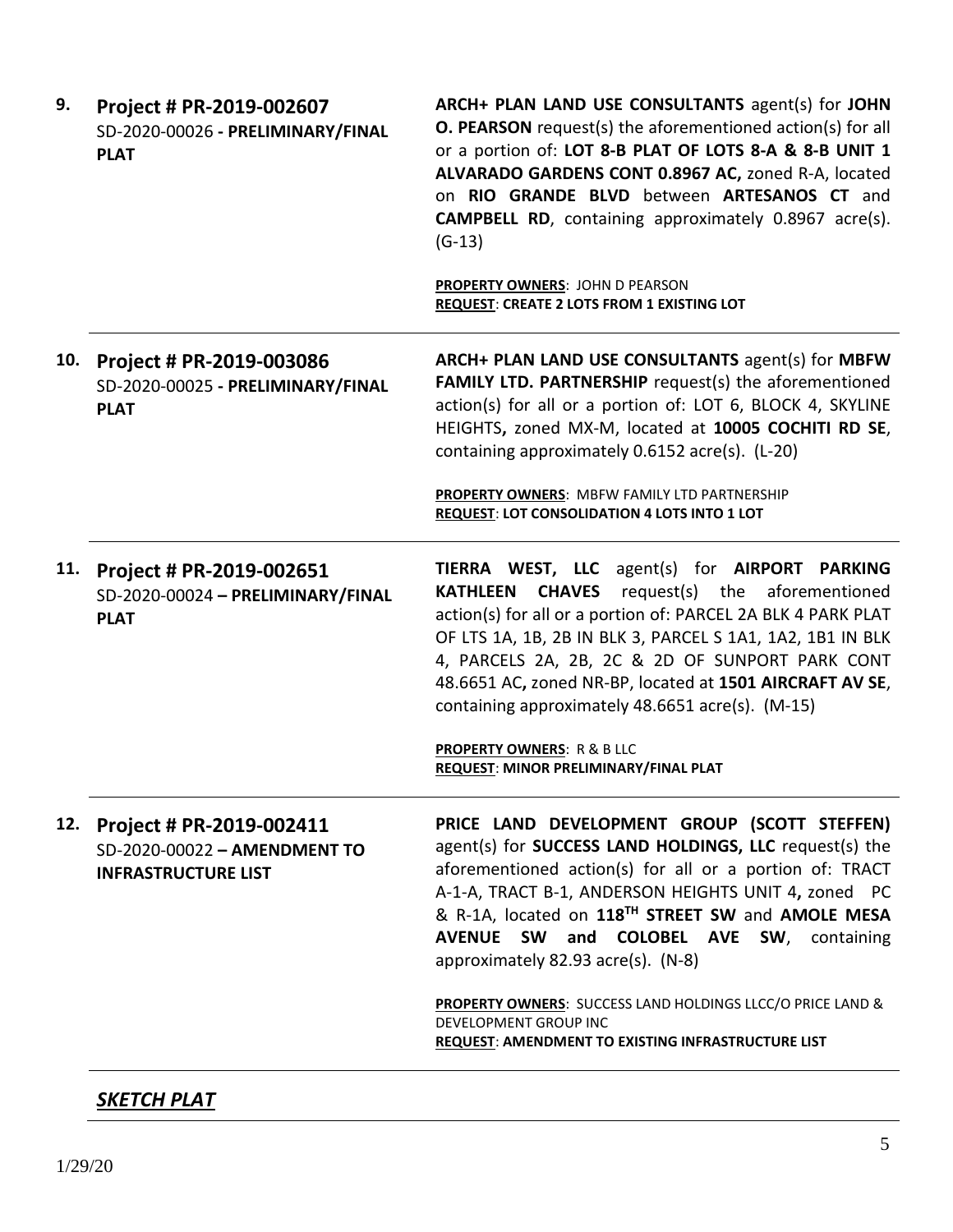| | | |
|---|---|---|
| **9.** | **Project # PR-2019-002607**<br>SD-2020-00026 **- PRELIMINARY/FINAL PLAT** | **ARCH+ PLAN LAND USE CONSULTANTS** agent(s) for **JOHN O. PEARSON** request(s) the aforementioned action(s) for all or a portion of: **LOT 8-B PLAT OF LOTS 8-A & 8-B UNIT 1 ALVARADO GARDENS CONT 0.8967 AC,** zoned R-A, located on **RIO GRANDE BLVD** between **ARTESANOS CT** and **CAMPBELL RD**, containing approximately 0.8967 acre(s). (G-13)<br><br>**PROPERTY OWNERS**: JOHN D PEARSON<br>**REQUEST**: **CREATE 2 LOTS FROM 1 EXISTING LOT** |
| **10.** | **Project # PR-2019-003086**<br>SD-2020-00025 **- PRELIMINARY/FINAL PLAT** | **ARCH+ PLAN LAND USE CONSULTANTS** agent(s) for **MBFW FAMILY LTD. PARTNERSHIP** request(s) the aforementioned action(s) for all or a portion of: LOT 6, BLOCK 4, SKYLINE HEIGHTS**,** zoned MX-M, located at **10005 COCHITI RD SE**, containing approximately 0.6152 acre(s). (L-20)<br><br>**PROPERTY OWNERS**: MBFW FAMILY LTD PARTNERSHIP<br>**REQUEST**: **LOT CONSOLIDATION 4 LOTS INTO 1 LOT** |
| **11.** | **Project # PR-2019-002651**<br>SD-2020-00024 **– PRELIMINARY/FINAL PLAT** | **TIERRA WEST, LLC** agent(s) for **AIRPORT PARKING KATHLEEN CHAVES** request(s) the aforementioned action(s) for all or a portion of: PARCEL 2A BLK 4 PARK PLAT OF LTS 1A, 1B, 2B IN BLK 3, PARCEL S 1A1, 1A2, 1B1 IN BLK 4, PARCELS 2A, 2B, 2C & 2D OF SUNPORT PARK CONT 48.6651 AC**,** zoned NR-BP, located at **1501 AIRCRAFT AV SE**, containing approximately 48.6651 acre(s). (M-15)<br><br>**PROPERTY OWNERS**: R & B LLC<br>**REQUEST**: **MINOR PRELIMINARY/FINAL PLAT** |
| **12.** | **Project # PR-2019-002411**<br>SD-2020-00022 **– AMENDMENT TO INFRASTRUCTURE LIST** | **PRICE LAND DEVELOPMENT GROUP (SCOTT STEFFEN)** agent(s) for **SUCCESS LAND HOLDINGS, LLC** request(s) the aforementioned action(s) for all or a portion of: TRACT A-1-A, TRACT B-1, ANDERSON HEIGHTS UNIT 4**,** zoned PC & R-1A, located on **118TH STREET SW** and **AMOLE MESA AVENUE SW and COLOBEL AVE SW**, containing approximately 82.93 acre(s). (N-8)<br><br>**PROPERTY OWNERS**: SUCCESS LAND HOLDINGS LLCC/O PRICE LAND & DEVELOPMENT GROUP INC<br>**REQUEST**: **AMENDMENT TO EXISTING INFRASTRUCTURE LIST** |

***SKETCH PLAT***

1/29/20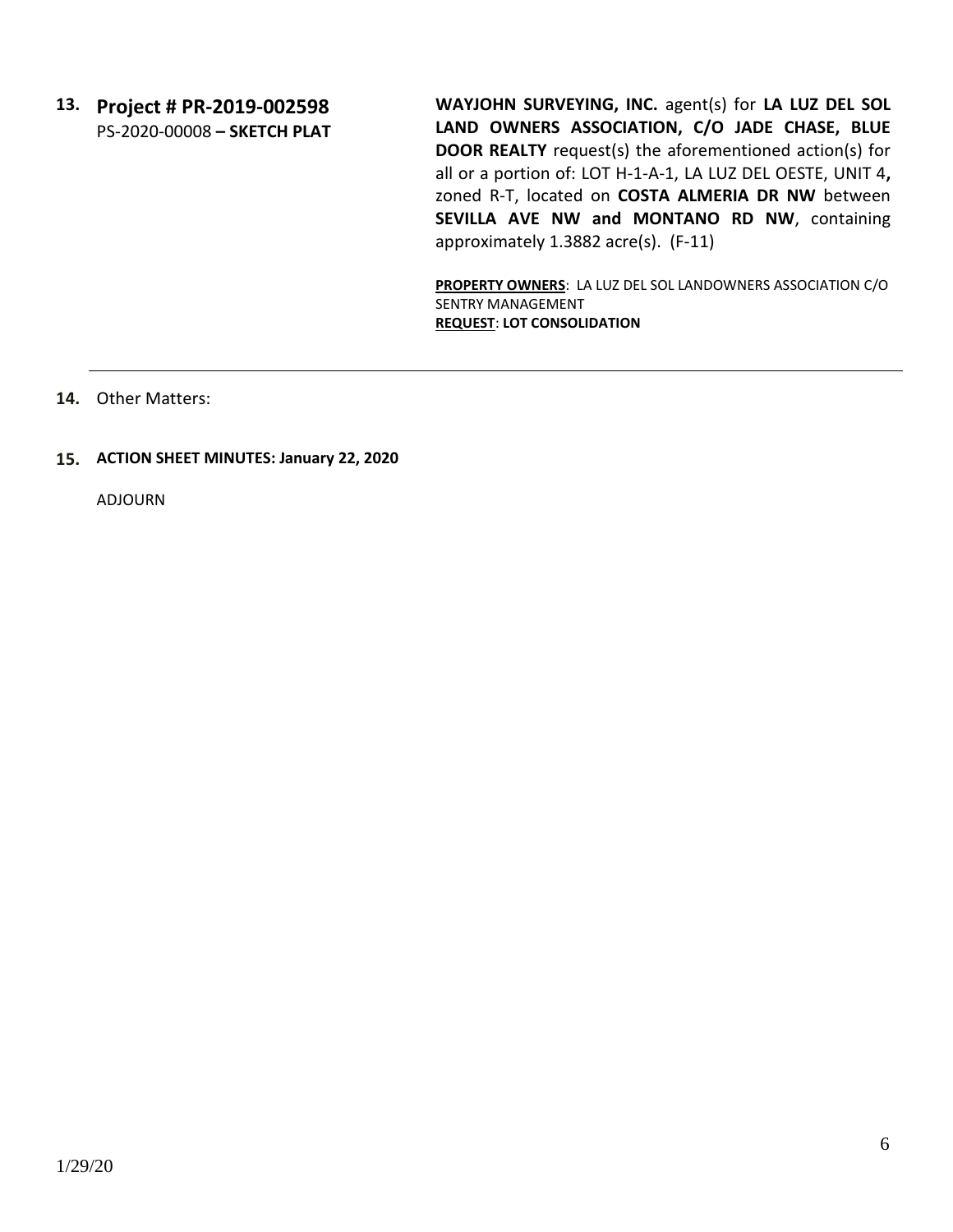**13. Project # PR-2019-002598**
PS-2020-00008 **– SKETCH PLAT**

**WAYJOHN SURVEYING, INC.** agent(s) for **LA LUZ DEL SOL LAND OWNERS ASSOCIATION, C/O JADE CHASE, BLUE DOOR REALTY** request(s) the aforementioned action(s) for all or a portion of: LOT H-1-A-1, LA LUZ DEL OESTE, UNIT 4**,** zoned R-T, located on **COSTA ALMERIA DR NW** between **SEVILLA AVE NW and MONTANO RD NW**, containing approximately 1.3882 acre(s). (F-11)

**PROPERTY OWNERS**: LA LUZ DEL SOL LANDOWNERS ASSOCIATION C/O SENTRY MANAGEMENT
**REQUEST**: **LOT CONSOLIDATION**

---

**14.** Other Matters:

**15. ACTION SHEET MINUTES: January 22, 2020**

ADJOURN

1/29/20